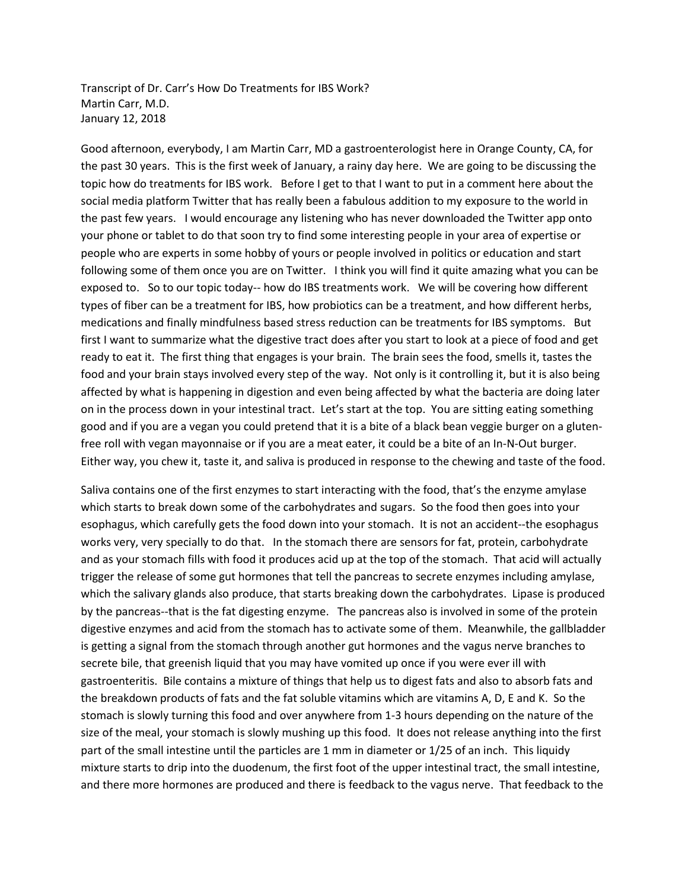Transcript of Dr. Carr's How Do Treatments for IBS Work?
Martin Carr, M.D.
January 12, 2018

Good afternoon, everybody, I am Martin Carr, MD a gastroenterologist here in Orange County, CA, for the past 30 years. This is the first week of January, a rainy day here. We are going to be discussing the topic how do treatments for IBS work. Before I get to that I want to put in a comment here about the social media platform Twitter that has really been a fabulous addition to my exposure to the world in the past few years. I would encourage any listening who has never downloaded the Twitter app onto your phone or tablet to do that soon try to find some interesting people in your area of expertise or people who are experts in some hobby of yours or people involved in politics or education and start following some of them once you are on Twitter. I think you will find it quite amazing what you can be exposed to. So to our topic today-- how do IBS treatments work. We will be covering how different types of fiber can be a treatment for IBS, how probiotics can be a treatment, and how different herbs, medications and finally mindfulness based stress reduction can be treatments for IBS symptoms. But first I want to summarize what the digestive tract does after you start to look at a piece of food and get ready to eat it. The first thing that engages is your brain. The brain sees the food, smells it, tastes the food and your brain stays involved every step of the way. Not only is it controlling it, but it is also being affected by what is happening in digestion and even being affected by what the bacteria are doing later on in the process down in your intestinal tract. Let's start at the top. You are sitting eating something good and if you are a vegan you could pretend that it is a bite of a black bean veggie burger on a gluten-free roll with vegan mayonnaise or if you are a meat eater, it could be a bite of an In-N-Out burger. Either way, you chew it, taste it, and saliva is produced in response to the chewing and taste of the food.

Saliva contains one of the first enzymes to start interacting with the food, that's the enzyme amylase which starts to break down some of the carbohydrates and sugars. So the food then goes into your esophagus, which carefully gets the food down into your stomach. It is not an accident--the esophagus works very, very specially to do that. In the stomach there are sensors for fat, protein, carbohydrate and as your stomach fills with food it produces acid up at the top of the stomach. That acid will actually trigger the release of some gut hormones that tell the pancreas to secrete enzymes including amylase, which the salivary glands also produce, that starts breaking down the carbohydrates. Lipase is produced by the pancreas--that is the fat digesting enzyme. The pancreas also is involved in some of the protein digestive enzymes and acid from the stomach has to activate some of them. Meanwhile, the gallbladder is getting a signal from the stomach through another gut hormones and the vagus nerve branches to secrete bile, that greenish liquid that you may have vomited up once if you were ever ill with gastroenteritis. Bile contains a mixture of things that help us to digest fats and also to absorb fats and the breakdown products of fats and the fat soluble vitamins which are vitamins A, D, E and K. So the stomach is slowly turning this food and over anywhere from 1-3 hours depending on the nature of the size of the meal, your stomach is slowly mushing up this food. It does not release anything into the first part of the small intestine until the particles are 1 mm in diameter or 1/25 of an inch. This liquidy mixture starts to drip into the duodenum, the first foot of the upper intestinal tract, the small intestine, and there more hormones are produced and there is feedback to the vagus nerve. That feedback to the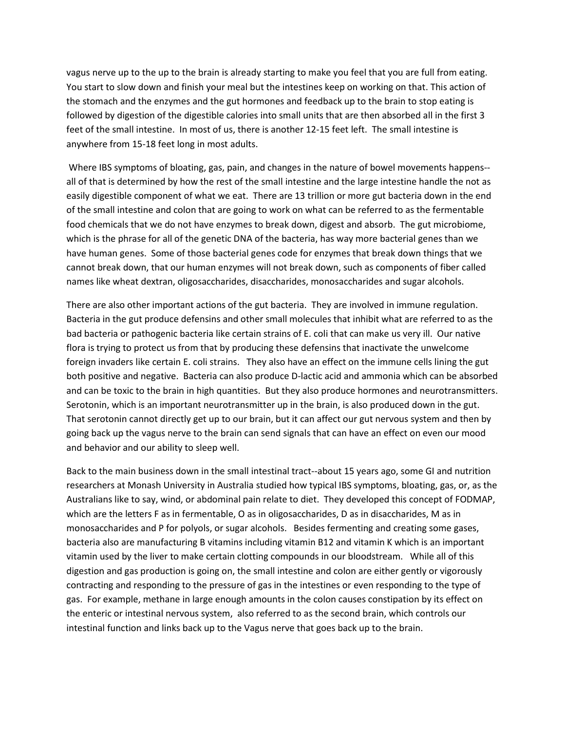vagus nerve up to the up to the brain is already starting to make you feel that you are full from eating. You start to slow down and finish your meal but the intestines keep on working on that. This action of the stomach and the enzymes and the gut hormones and feedback up to the brain to stop eating is followed by digestion of the digestible calories into small units that are then absorbed all in the first 3 feet of the small intestine. In most of us, there is another 12-15 feet left. The small intestine is anywhere from 15-18 feet long in most adults.

Where IBS symptoms of bloating, gas, pain, and changes in the nature of bowel movements happens--all of that is determined by how the rest of the small intestine and the large intestine handle the not as easily digestible component of what we eat. There are 13 trillion or more gut bacteria down in the end of the small intestine and colon that are going to work on what can be referred to as the fermentable food chemicals that we do not have enzymes to break down, digest and absorb. The gut microbiome, which is the phrase for all of the genetic DNA of the bacteria, has way more bacterial genes than we have human genes. Some of those bacterial genes code for enzymes that break down things that we cannot break down, that our human enzymes will not break down, such as components of fiber called names like wheat dextran, oligosaccharides, disaccharides, monosaccharides and sugar alcohols.

There are also other important actions of the gut bacteria. They are involved in immune regulation. Bacteria in the gut produce defensins and other small molecules that inhibit what are referred to as the bad bacteria or pathogenic bacteria like certain strains of E. coli that can make us very ill. Our native flora is trying to protect us from that by producing these defensins that inactivate the unwelcome foreign invaders like certain E. coli strains. They also have an effect on the immune cells lining the gut both positive and negative. Bacteria can also produce D-lactic acid and ammonia which can be absorbed and can be toxic to the brain in high quantities. But they also produce hormones and neurotransmitters. Serotonin, which is an important neurotransmitter up in the brain, is also produced down in the gut. That serotonin cannot directly get up to our brain, but it can affect our gut nervous system and then by going back up the vagus nerve to the brain can send signals that can have an effect on even our mood and behavior and our ability to sleep well.

Back to the main business down in the small intestinal tract--about 15 years ago, some GI and nutrition researchers at Monash University in Australia studied how typical IBS symptoms, bloating, gas, or, as the Australians like to say, wind, or abdominal pain relate to diet. They developed this concept of FODMAP, which are the letters F as in fermentable, O as in oligosaccharides, D as in disaccharides, M as in monosaccharides and P for polyols, or sugar alcohols. Besides fermenting and creating some gases, bacteria also are manufacturing B vitamins including vitamin B12 and vitamin K which is an important vitamin used by the liver to make certain clotting compounds in our bloodstream. While all of this digestion and gas production is going on, the small intestine and colon are either gently or vigorously contracting and responding to the pressure of gas in the intestines or even responding to the type of gas. For example, methane in large enough amounts in the colon causes constipation by its effect on the enteric or intestinal nervous system, also referred to as the second brain, which controls our intestinal function and links back up to the Vagus nerve that goes back up to the brain.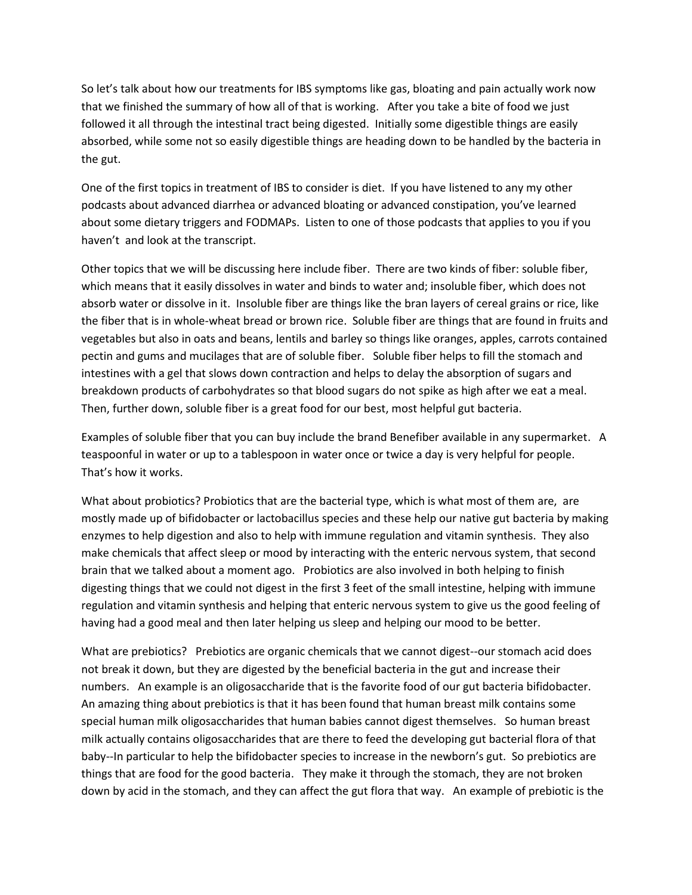So let's talk about how our treatments for IBS symptoms like gas, bloating and pain actually work now that we finished the summary of how all of that is working. After you take a bite of food we just followed it all through the intestinal tract being digested. Initially some digestible things are easily absorbed, while some not so easily digestible things are heading down to be handled by the bacteria in the gut.

One of the first topics in treatment of IBS to consider is diet. If you have listened to any my other podcasts about advanced diarrhea or advanced bloating or advanced constipation, you've learned about some dietary triggers and FODMAPs. Listen to one of those podcasts that applies to you if you haven't and look at the transcript.

Other topics that we will be discussing here include fiber. There are two kinds of fiber: soluble fiber, which means that it easily dissolves in water and binds to water and; insoluble fiber, which does not absorb water or dissolve in it. Insoluble fiber are things like the bran layers of cereal grains or rice, like the fiber that is in whole-wheat bread or brown rice. Soluble fiber are things that are found in fruits and vegetables but also in oats and beans, lentils and barley so things like oranges, apples, carrots contained pectin and gums and mucilages that are of soluble fiber. Soluble fiber helps to fill the stomach and intestines with a gel that slows down contraction and helps to delay the absorption of sugars and breakdown products of carbohydrates so that blood sugars do not spike as high after we eat a meal. Then, further down, soluble fiber is a great food for our best, most helpful gut bacteria.

Examples of soluble fiber that you can buy include the brand Benefiber available in any supermarket. A teaspoonful in water or up to a tablespoon in water once or twice a day is very helpful for people. That's how it works.

What about probiotics? Probiotics that are the bacterial type, which is what most of them are, are mostly made up of bifidobacter or lactobacillus species and these help our native gut bacteria by making enzymes to help digestion and also to help with immune regulation and vitamin synthesis. They also make chemicals that affect sleep or mood by interacting with the enteric nervous system, that second brain that we talked about a moment ago. Probiotics are also involved in both helping to finish digesting things that we could not digest in the first 3 feet of the small intestine, helping with immune regulation and vitamin synthesis and helping that enteric nervous system to give us the good feeling of having had a good meal and then later helping us sleep and helping our mood to be better.

What are prebiotics? Prebiotics are organic chemicals that we cannot digest--our stomach acid does not break it down, but they are digested by the beneficial bacteria in the gut and increase their numbers. An example is an oligosaccharide that is the favorite food of our gut bacteria bifidobacter. An amazing thing about prebiotics is that it has been found that human breast milk contains some special human milk oligosaccharides that human babies cannot digest themselves. So human breast milk actually contains oligosaccharides that are there to feed the developing gut bacterial flora of that baby--In particular to help the bifidobacter species to increase in the newborn's gut. So prebiotics are things that are food for the good bacteria. They make it through the stomach, they are not broken down by acid in the stomach, and they can affect the gut flora that way. An example of prebiotic is the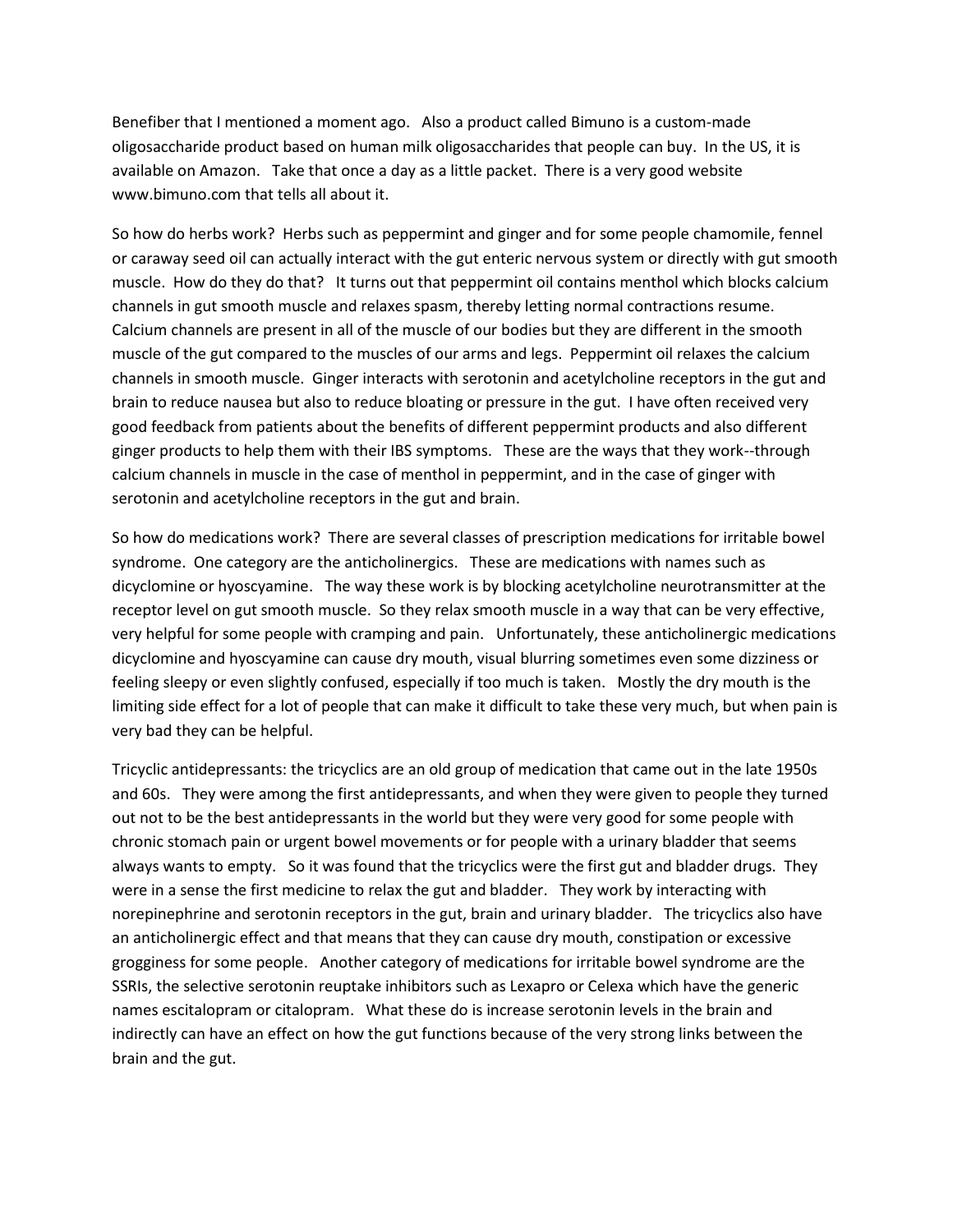Benefiber that I mentioned a moment ago. Also a product called Bimuno is a custom-made oligosaccharide product based on human milk oligosaccharides that people can buy. In the US, it is available on Amazon. Take that once a day as a little packet. There is a very good website www.bimuno.com that tells all about it.

So how do herbs work? Herbs such as peppermint and ginger and for some people chamomile, fennel or caraway seed oil can actually interact with the gut enteric nervous system or directly with gut smooth muscle. How do they do that? It turns out that peppermint oil contains menthol which blocks calcium channels in gut smooth muscle and relaxes spasm, thereby letting normal contractions resume. Calcium channels are present in all of the muscle of our bodies but they are different in the smooth muscle of the gut compared to the muscles of our arms and legs. Peppermint oil relaxes the calcium channels in smooth muscle. Ginger interacts with serotonin and acetylcholine receptors in the gut and brain to reduce nausea but also to reduce bloating or pressure in the gut. I have often received very good feedback from patients about the benefits of different peppermint products and also different ginger products to help them with their IBS symptoms. These are the ways that they work--through calcium channels in muscle in the case of menthol in peppermint, and in the case of ginger with serotonin and acetylcholine receptors in the gut and brain.

So how do medications work? There are several classes of prescription medications for irritable bowel syndrome. One category are the anticholinergics. These are medications with names such as dicyclomine or hyoscyamine. The way these work is by blocking acetylcholine neurotransmitter at the receptor level on gut smooth muscle. So they relax smooth muscle in a way that can be very effective, very helpful for some people with cramping and pain. Unfortunately, these anticholinergic medications dicyclomine and hyoscyamine can cause dry mouth, visual blurring sometimes even some dizziness or feeling sleepy or even slightly confused, especially if too much is taken. Mostly the dry mouth is the limiting side effect for a lot of people that can make it difficult to take these very much, but when pain is very bad they can be helpful.

Tricyclic antidepressants: the tricyclics are an old group of medication that came out in the late 1950s and 60s. They were among the first antidepressants, and when they were given to people they turned out not to be the best antidepressants in the world but they were very good for some people with chronic stomach pain or urgent bowel movements or for people with a urinary bladder that seems always wants to empty. So it was found that the tricyclics were the first gut and bladder drugs. They were in a sense the first medicine to relax the gut and bladder. They work by interacting with norepinephrine and serotonin receptors in the gut, brain and urinary bladder. The tricyclics also have an anticholinergic effect and that means that they can cause dry mouth, constipation or excessive grogginess for some people. Another category of medications for irritable bowel syndrome are the SSRIs, the selective serotonin reuptake inhibitors such as Lexapro or Celexa which have the generic names escitalopram or citalopram. What these do is increase serotonin levels in the brain and indirectly can have an effect on how the gut functions because of the very strong links between the brain and the gut.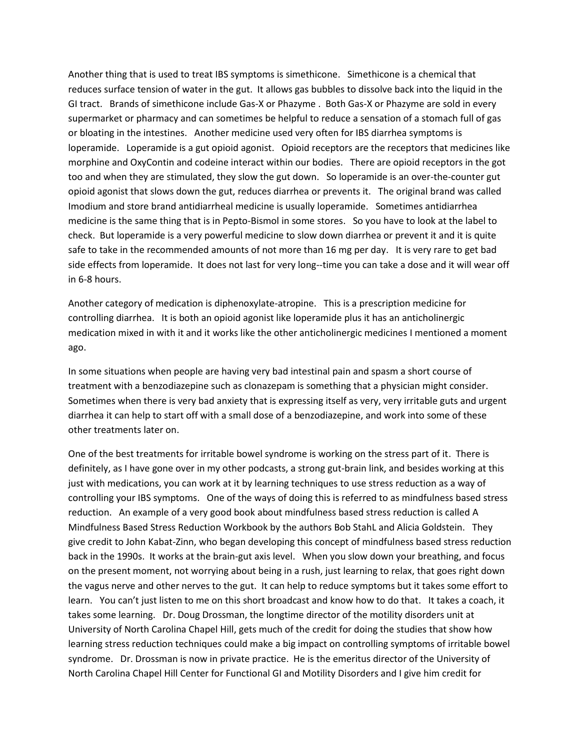Another thing that is used to treat IBS symptoms is simethicone. Simethicone is a chemical that reduces surface tension of water in the gut. It allows gas bubbles to dissolve back into the liquid in the GI tract. Brands of simethicone include Gas-X or Phazyme . Both Gas-X or Phazyme are sold in every supermarket or pharmacy and can sometimes be helpful to reduce a sensation of a stomach full of gas or bloating in the intestines. Another medicine used very often for IBS diarrhea symptoms is loperamide. Loperamide is a gut opioid agonist. Opioid receptors are the receptors that medicines like morphine and OxyContin and codeine interact within our bodies. There are opioid receptors in the got too and when they are stimulated, they slow the gut down. So loperamide is an over-the-counter gut opioid agonist that slows down the gut, reduces diarrhea or prevents it. The original brand was called Imodium and store brand antidiarrheal medicine is usually loperamide. Sometimes antidiarrhea medicine is the same thing that is in Pepto-Bismol in some stores. So you have to look at the label to check. But loperamide is a very powerful medicine to slow down diarrhea or prevent it and it is quite safe to take in the recommended amounts of not more than 16 mg per day. It is very rare to get bad side effects from loperamide. It does not last for very long--time you can take a dose and it will wear off in 6-8 hours.

Another category of medication is diphenoxylate-atropine. This is a prescription medicine for controlling diarrhea. It is both an opioid agonist like loperamide plus it has an anticholinergic medication mixed in with it and it works like the other anticholinergic medicines I mentioned a moment ago.

In some situations when people are having very bad intestinal pain and spasm a short course of treatment with a benzodiazepine such as clonazepam is something that a physician might consider. Sometimes when there is very bad anxiety that is expressing itself as very, very irritable guts and urgent diarrhea it can help to start off with a small dose of a benzodiazepine, and work into some of these other treatments later on.

One of the best treatments for irritable bowel syndrome is working on the stress part of it. There is definitely, as I have gone over in my other podcasts, a strong gut-brain link, and besides working at this just with medications, you can work at it by learning techniques to use stress reduction as a way of controlling your IBS symptoms. One of the ways of doing this is referred to as mindfulness based stress reduction. An example of a very good book about mindfulness based stress reduction is called A Mindfulness Based Stress Reduction Workbook by the authors Bob StahL and Alicia Goldstein. They give credit to John Kabat-Zinn, who began developing this concept of mindfulness based stress reduction back in the 1990s. It works at the brain-gut axis level. When you slow down your breathing, and focus on the present moment, not worrying about being in a rush, just learning to relax, that goes right down the vagus nerve and other nerves to the gut. It can help to reduce symptoms but it takes some effort to learn. You can't just listen to me on this short broadcast and know how to do that. It takes a coach, it takes some learning. Dr. Doug Drossman, the longtime director of the motility disorders unit at University of North Carolina Chapel Hill, gets much of the credit for doing the studies that show how learning stress reduction techniques could make a big impact on controlling symptoms of irritable bowel syndrome. Dr. Drossman is now in private practice. He is the emeritus director of the University of North Carolina Chapel Hill Center for Functional GI and Motility Disorders and I give him credit for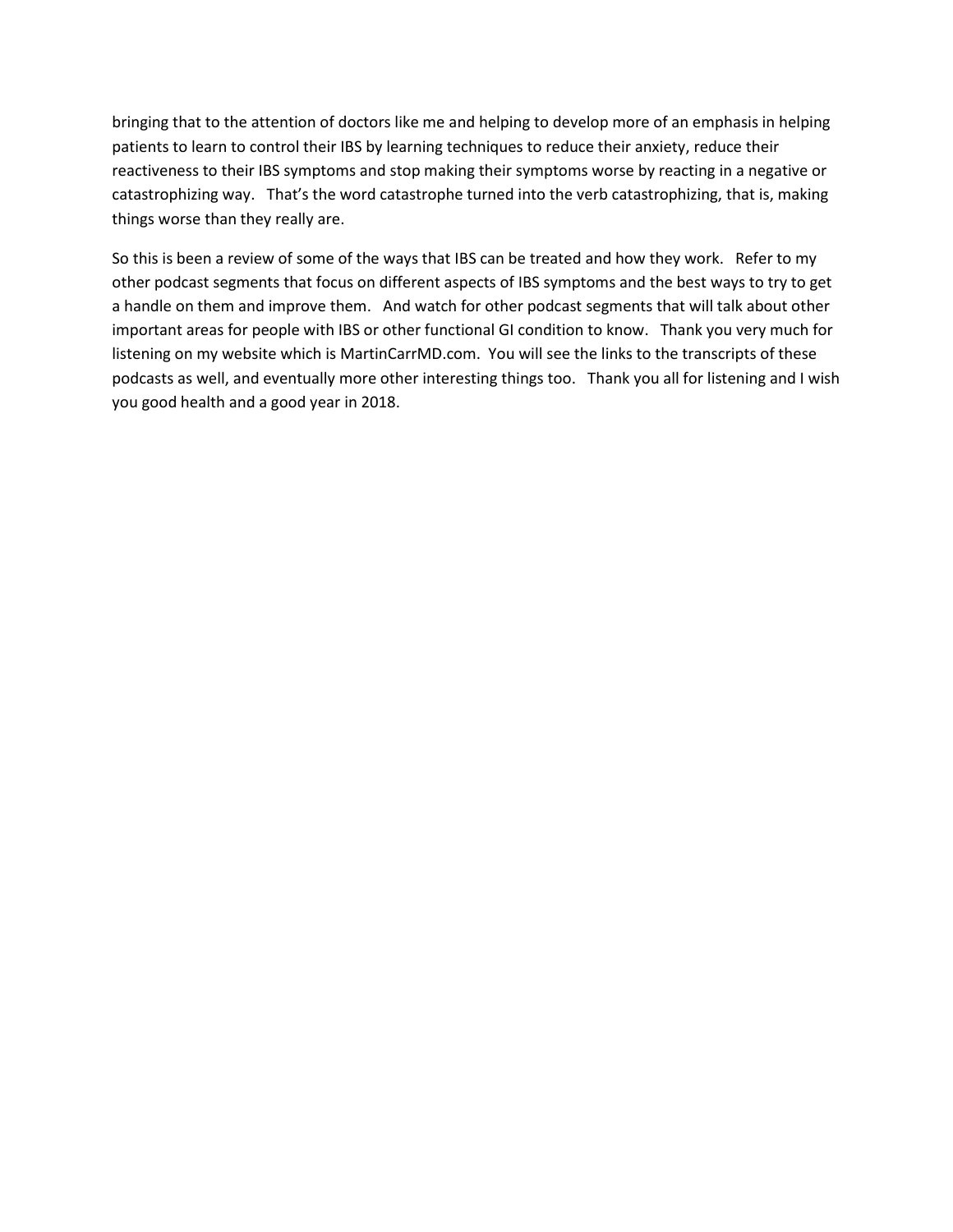bringing that to the attention of doctors like me and helping to develop more of an emphasis in helping patients to learn to control their IBS by learning techniques to reduce their anxiety, reduce their reactiveness to their IBS symptoms and stop making their symptoms worse by reacting in a negative or catastrophizing way. That's the word catastrophe turned into the verb catastrophizing, that is, making things worse than they really are.

So this is been a review of some of the ways that IBS can be treated and how they work. Refer to my other podcast segments that focus on different aspects of IBS symptoms and the best ways to try to get a handle on them and improve them. And watch for other podcast segments that will talk about other important areas for people with IBS or other functional GI condition to know. Thank you very much for listening on my website which is MartinCarrMD.com. You will see the links to the transcripts of these podcasts as well, and eventually more other interesting things too. Thank you all for listening and I wish you good health and a good year in 2018.